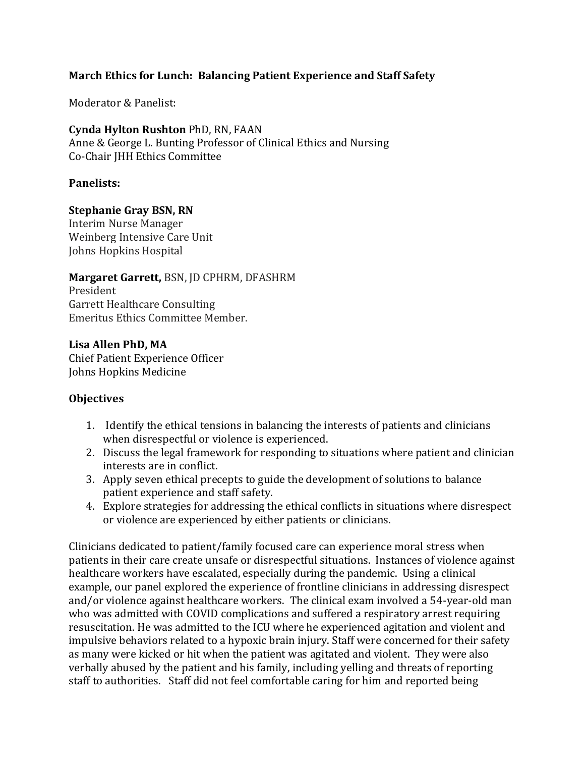**March Ethics for Lunch: Balancing Patient Experience and Staff Safety**

Moderator & Panelist:

**Cynda Hylton Rushton** PhD, RN, FAAN
Anne & George L. Bunting Professor of Clinical Ethics and Nursing
Co-Chair JHH Ethics Committee

**Panelists:**

**Stephanie Gray BSN, RN**
Interim Nurse Manager
Weinberg Intensive Care Unit
Johns Hopkins Hospital

**Margaret Garrett,** BSN, JD CPHRM, DFASHRM
President
Garrett Healthcare Consulting
Emeritus Ethics Committee Member.

**Lisa Allen PhD, MA**
Chief Patient Experience Officer
Johns Hopkins Medicine

**Objectives**

1. Identify the ethical tensions in balancing the interests of patients and clinicians when disrespectful or violence is experienced.
2. Discuss the legal framework for responding to situations where patient and clinician interests are in conflict.
3. Apply seven ethical precepts to guide the development of solutions to balance patient experience and staff safety.
4. Explore strategies for addressing the ethical conflicts in situations where disrespect or violence are experienced by either patients or clinicians.

Clinicians dedicated to patient/family focused care can experience moral stress when patients in their care create unsafe or disrespectful situations. Instances of violence against healthcare workers have escalated, especially during the pandemic. Using a clinical example, our panel explored the experience of frontline clinicians in addressing disrespect and/or violence against healthcare workers. The clinical exam involved a 54-year-old man who was admitted with COVID complications and suffered a respiratory arrest requiring resuscitation. He was admitted to the ICU where he experienced agitation and violent and impulsive behaviors related to a hypoxic brain injury. Staff were concerned for their safety as many were kicked or hit when the patient was agitated and violent. They were also verbally abused by the patient and his family, including yelling and threats of reporting staff to authorities. Staff did not feel comfortable caring for him and reported being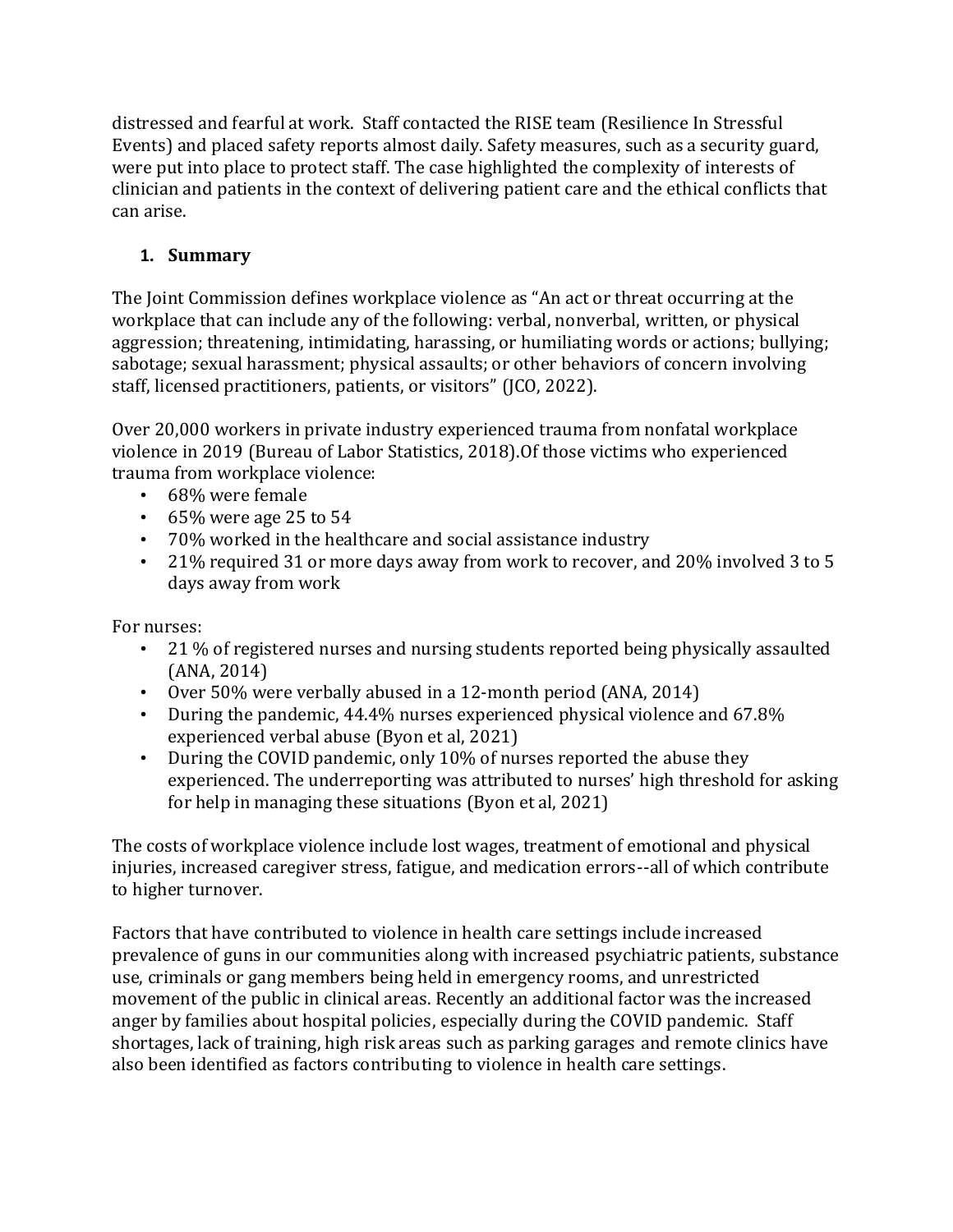distressed and fearful at work. Staff contacted the RISE team (Resilience In Stressful Events) and placed safety reports almost daily. Safety measures, such as a security guard, were put into place to protect staff. The case highlighted the complexity of interests of clinician and patients in the context of delivering patient care and the ethical conflicts that can arise.

## 1. Summary

The Joint Commission defines workplace violence as "An act or threat occurring at the workplace that can include any of the following: verbal, nonverbal, written, or physical aggression; threatening, intimidating, harassing, or humiliating words or actions; bullying; sabotage; sexual harassment; physical assaults; or other behaviors of concern involving staff, licensed practitioners, patients, or visitors" (JCO, 2022).

Over 20,000 workers in private industry experienced trauma from nonfatal workplace violence in 2019 (Bureau of Labor Statistics, 2018).Of those victims who experienced trauma from workplace violence:

- 68% were female
- 65% were age 25 to 54
- 70% worked in the healthcare and social assistance industry
- 21% required 31 or more days away from work to recover, and 20% involved 3 to 5 days away from work

For nurses:

- 21 % of registered nurses and nursing students reported being physically assaulted (ANA, 2014)
- Over 50% were verbally abused in a 12-month period (ANA, 2014)
- During the pandemic, 44.4% nurses experienced physical violence and 67.8% experienced verbal abuse (Byon et al, 2021)
- During the COVID pandemic, only 10% of nurses reported the abuse they experienced. The underreporting was attributed to nurses' high threshold for asking for help in managing these situations (Byon et al, 2021)

The costs of workplace violence include lost wages, treatment of emotional and physical injuries, increased caregiver stress, fatigue, and medication errors--all of which contribute to higher turnover.

Factors that have contributed to violence in health care settings include increased prevalence of guns in our communities along with increased psychiatric patients, substance use, criminals or gang members being held in emergency rooms, and unrestricted movement of the public in clinical areas. Recently an additional factor was the increased anger by families about hospital policies, especially during the COVID pandemic. Staff shortages, lack of training, high risk areas such as parking garages and remote clinics have also been identified as factors contributing to violence in health care settings.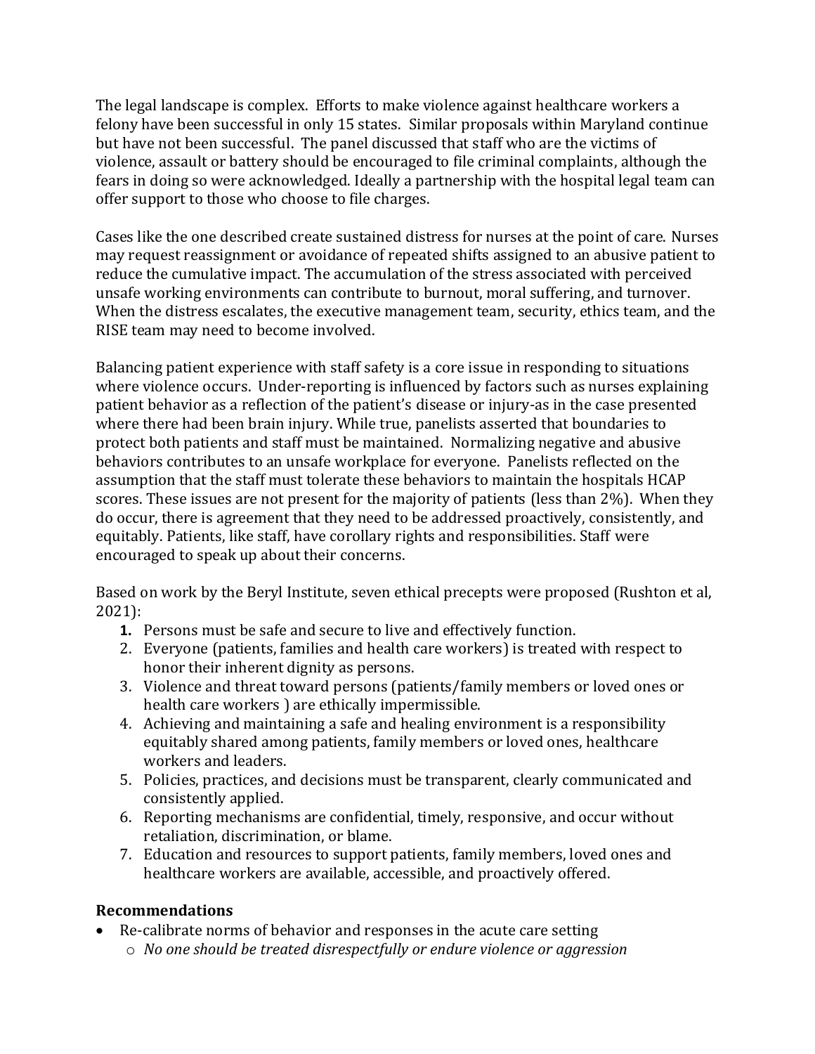The legal landscape is complex. Efforts to make violence against healthcare workers a felony have been successful in only 15 states. Similar proposals within Maryland continue but have not been successful. The panel discussed that staff who are the victims of violence, assault or battery should be encouraged to file criminal complaints, although the fears in doing so were acknowledged. Ideally a partnership with the hospital legal team can offer support to those who choose to file charges.

Cases like the one described create sustained distress for nurses at the point of care. Nurses may request reassignment or avoidance of repeated shifts assigned to an abusive patient to reduce the cumulative impact. The accumulation of the stress associated with perceived unsafe working environments can contribute to burnout, moral suffering, and turnover. When the distress escalates, the executive management team, security, ethics team, and the RISE team may need to become involved.

Balancing patient experience with staff safety is a core issue in responding to situations where violence occurs. Under-reporting is influenced by factors such as nurses explaining patient behavior as a reflection of the patient's disease or injury-as in the case presented where there had been brain injury. While true, panelists asserted that boundaries to protect both patients and staff must be maintained. Normalizing negative and abusive behaviors contributes to an unsafe workplace for everyone. Panelists reflected on the assumption that the staff must tolerate these behaviors to maintain the hospitals HCAP scores. These issues are not present for the majority of patients (less than 2%). When they do occur, there is agreement that they need to be addressed proactively, consistently, and equitably. Patients, like staff, have corollary rights and responsibilities. Staff were encouraged to speak up about their concerns.

Based on work by the Beryl Institute, seven ethical precepts were proposed (Rushton et al, 2021):

1. Persons must be safe and secure to live and effectively function.
2. Everyone (patients, families and health care workers) is treated with respect to honor their inherent dignity as persons.
3. Violence and threat toward persons (patients/family members or loved ones or health care workers ) are ethically impermissible.
4. Achieving and maintaining a safe and healing environment is a responsibility equitably shared among patients, family members or loved ones, healthcare workers and leaders.
5. Policies, practices, and decisions must be transparent, clearly communicated and consistently applied.
6. Reporting mechanisms are confidential, timely, responsive, and occur without retaliation, discrimination, or blame.
7. Education and resources to support patients, family members, loved ones and healthcare workers are available, accessible, and proactively offered.

## Recommendations

- Re-calibrate norms of behavior and responses in the acute care setting
  - *No one should be treated disrespectfully or endure violence or aggression*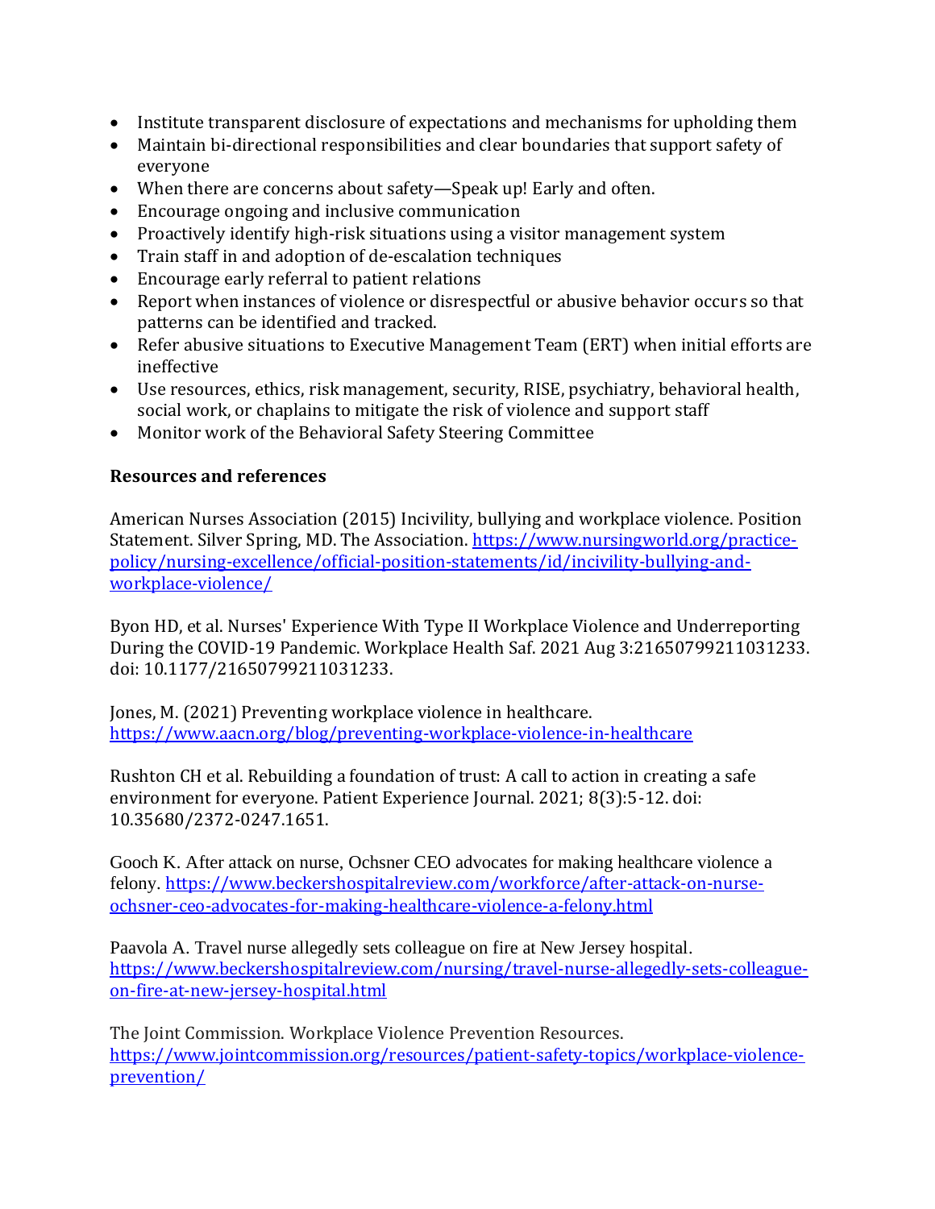- Institute transparent disclosure of expectations and mechanisms for upholding them
- Maintain bi-directional responsibilities and clear boundaries that support safety of everyone
- When there are concerns about safety—Speak up! Early and often.
- Encourage ongoing and inclusive communication
- Proactively identify high-risk situations using a visitor management system
- Train staff in and adoption of de-escalation techniques
- Encourage early referral to patient relations
- Report when instances of violence or disrespectful or abusive behavior occurs so that patterns can be identified and tracked.
- Refer abusive situations to Executive Management Team (ERT) when initial efforts are ineffective
- Use resources, ethics, risk management, security, RISE, psychiatry, behavioral health, social work, or chaplains to mitigate the risk of violence and support staff
- Monitor work of the Behavioral Safety Steering Committee

**Resources and references**

American Nurses Association (2015) Incivility, bullying and workplace violence. Position Statement. Silver Spring, MD. The Association. https://www.nursingworld.org/practice-policy/nursing-excellence/official-position-statements/id/incivility-bullying-and-workplace-violence/

Byon HD, et al. Nurses' Experience With Type II Workplace Violence and Underreporting During the COVID-19 Pandemic. Workplace Health Saf. 2021 Aug 3:21650799211031233. doi: 10.1177/21650799211031233.

Jones, M. (2021) Preventing workplace violence in healthcare. https://www.aacn.org/blog/preventing-workplace-violence-in-healthcare

Rushton CH et al. Rebuilding a foundation of trust: A call to action in creating a safe environment for everyone. Patient Experience Journal. 2021; 8(3):5-12. doi: 10.35680/2372-0247.1651.

Gooch K. After attack on nurse, Ochsner CEO advocates for making healthcare violence a felony. https://www.beckershospitalreview.com/workforce/after-attack-on-nurse-ochsner-ceo-advocates-for-making-healthcare-violence-a-felony.html

Paavola A. Travel nurse allegedly sets colleague on fire at New Jersey hospital. https://www.beckershospitalreview.com/nursing/travel-nurse-allegedly-sets-colleague-on-fire-at-new-jersey-hospital.html

The Joint Commission. Workplace Violence Prevention Resources. https://www.jointcommission.org/resources/patient-safety-topics/workplace-violence-prevention/